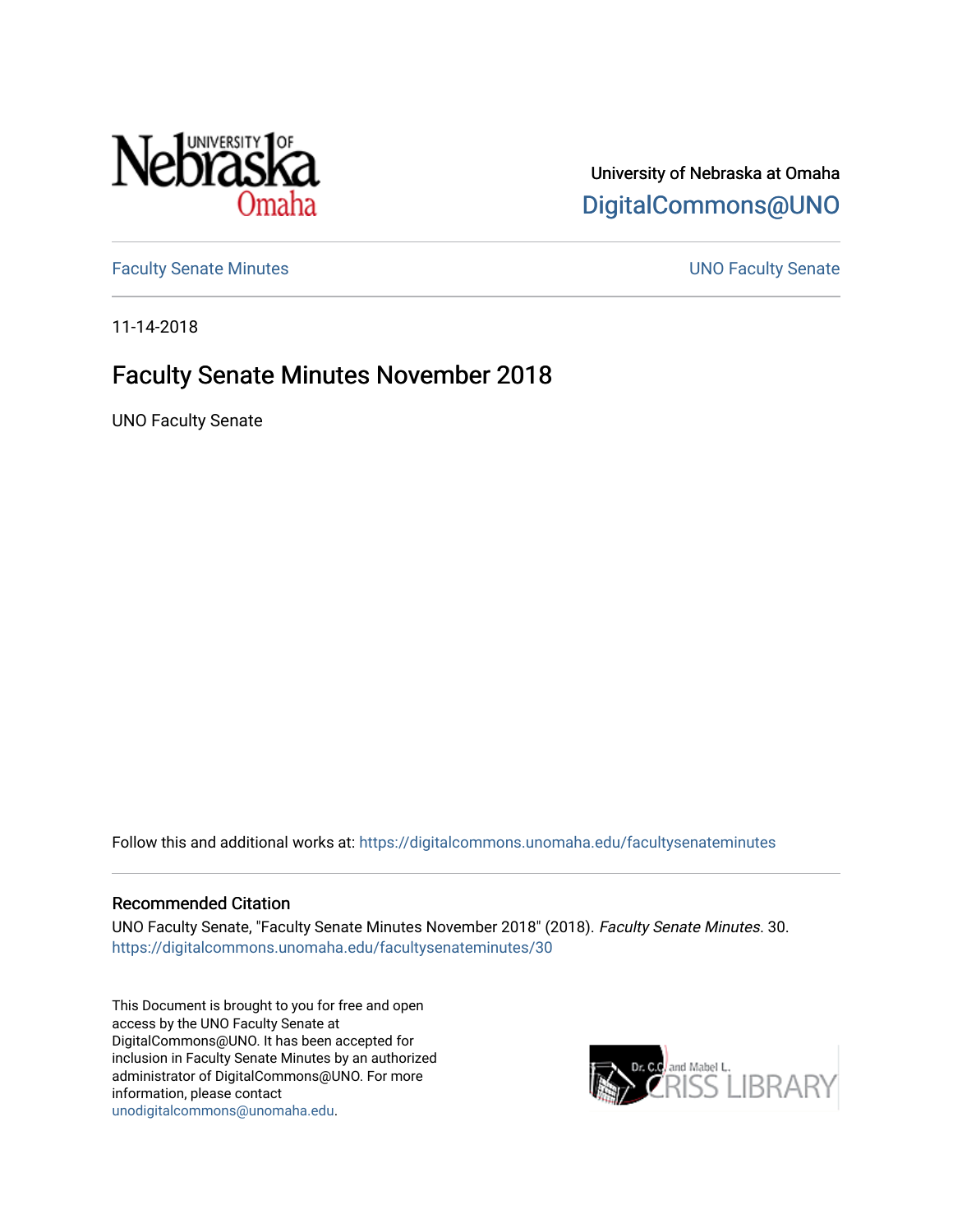University of Nebraska at Omaha

DigitalCommons@UNO

Faculty Senate Minutes

UNO Faculty Senate

11-14-2018

# Faculty Senate Minutes November 2018

UNO Faculty Senate

Follow this and additional works at: https://digitalcommons.unomaha.edu/facultysenateminutes

## Recommended Citation

UNO Faculty Senate, "Faculty Senate Minutes November 2018" (2018). *Faculty Senate Minutes*. 30.
https://digitalcommons.unomaha.edu/facultysenateminutes/30

This Document is brought to you for free and open access by the UNO Faculty Senate at DigitalCommons@UNO. It has been accepted for inclusion in Faculty Senate Minutes by an authorized administrator of DigitalCommons@UNO. For more information, please contact unodigitalcommons@unomaha.edu.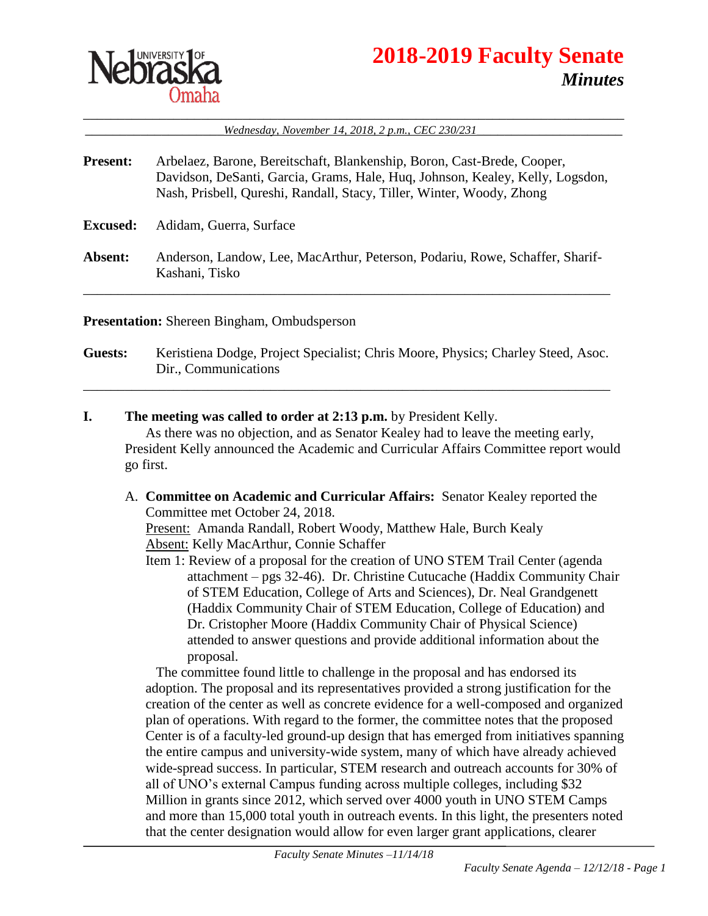# 2018-2019 Faculty Senate

## *Minutes*

*Wednesday, November 14, 2018, 2 p.m., CEC 230/231*

**Present:** Arbelaez, Barone, Bereitschaft, Blankenship, Boron, Cast-Brede, Cooper, Davidson, DeSanti, Garcia, Grams, Hale, Huq, Johnson, Kealey, Kelly, Logsdon, Nash, Prisbell, Qureshi, Randall, Stacy, Tiller, Winter, Woody, Zhong

**Excused:** Adidam, Guerra, Surface

**Absent:** Anderson, Landow, Lee, MacArthur, Peterson, Podariu, Rowe, Schaffer, Sharif-Kashani, Tisko

**Presentation:** Shereen Bingham, Ombudsperson

**Guests:** Keristiena Dodge, Project Specialist; Chris Moore, Physics; Charley Steed, Asoc. Dir., Communications

**I. The meeting was called to order at 2:13 p.m.** by President Kelly.

As there was no objection, and as Senator Kealey had to leave the meeting early, President Kelly announced the Academic and Curricular Affairs Committee report would go first.

A. **Committee on Academic and Curricular Affairs:** Senator Kealey reported the Committee met October 24, 2018.

<u>Present:</u> Amanda Randall, Robert Woody, Matthew Hale, Burch Kealy
<u>Absent:</u> Kelly MacArthur, Connie Schaffer

Item 1: Review of a proposal for the creation of UNO STEM Trail Center (agenda attachment – pgs 32-46). Dr. Christine Cutucache (Haddix Community Chair of STEM Education, College of Arts and Sciences), Dr. Neal Grandgenett (Haddix Community Chair of STEM Education, College of Education) and Dr. Cristopher Moore (Haddix Community Chair of Physical Science) attended to answer questions and provide additional information about the proposal.

The committee found little to challenge in the proposal and has endorsed its adoption. The proposal and its representatives provided a strong justification for the creation of the center as well as concrete evidence for a well-composed and organized plan of operations. With regard to the former, the committee notes that the proposed Center is of a faculty-led ground-up design that has emerged from initiatives spanning the entire campus and university-wide system, many of which have already achieved wide-spread success. In particular, STEM research and outreach accounts for 30% of all of UNO's external Campus funding across multiple colleges, including $32 Million in grants since 2012, which served over 4000 youth in UNO STEM Camps and more than 15,000 total youth in outreach events. In this light, the presenters noted that the center designation would allow for even larger grant applications, clearer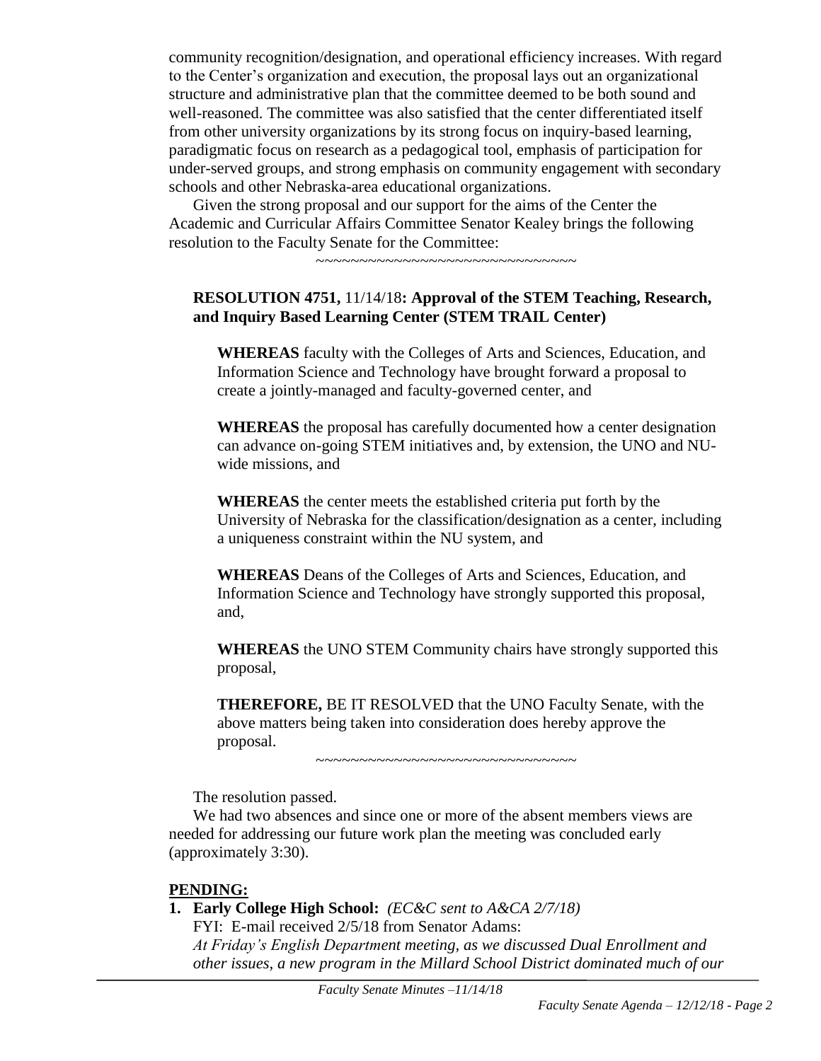community recognition/designation, and operational efficiency increases. With regard to the Center's organization and execution, the proposal lays out an organizational structure and administrative plan that the committee deemed to be both sound and well-reasoned. The committee was also satisfied that the center differentiated itself from other university organizations by its strong focus on inquiry-based learning, paradigmatic focus on research as a pedagogical tool, emphasis of participation for under-served groups, and strong emphasis on community engagement with secondary schools and other Nebraska-area educational organizations.

Given the strong proposal and our support for the aims of the Center the Academic and Curricular Affairs Committee Senator Kealey brings the following resolution to the Faculty Senate for the Committee:

~~~~~~~~~~~~~~~~~~~~~~~~~~~~~~~~

**RESOLUTION 4751,** 11/14/18**: Approval of the STEM Teaching, Research, and Inquiry Based Learning Center (STEM TRAIL Center)**

**WHEREAS** faculty with the Colleges of Arts and Sciences, Education, and Information Science and Technology have brought forward a proposal to create a jointly-managed and faculty-governed center, and

**WHEREAS** the proposal has carefully documented how a center designation can advance on-going STEM initiatives and, by extension, the UNO and NU-wide missions, and

**WHEREAS** the center meets the established criteria put forth by the University of Nebraska for the classification/designation as a center, including a uniqueness constraint within the NU system, and

**WHEREAS** Deans of the Colleges of Arts and Sciences, Education, and Information Science and Technology have strongly supported this proposal, and,

**WHEREAS** the UNO STEM Community chairs have strongly supported this proposal,

**THEREFORE,** BE IT RESOLVED that the UNO Faculty Senate, with the above matters being taken into consideration does hereby approve the proposal.

~~~~~~~~~~~~~~~~~~~~~~~~~~~~~~~~

The resolution passed.

We had two absences and since one or more of the absent members views are needed for addressing our future work plan the meeting was concluded early (approximately 3:30).

**PENDING:**

1. **Early College High School:** *(EC&C sent to A&CA 2/7/18)*
   FYI: E-mail received 2/5/18 from Senator Adams:
   *At Friday's English Department meeting, as we discussed Dual Enrollment and other issues, a new program in the Millard School District dominated much of our*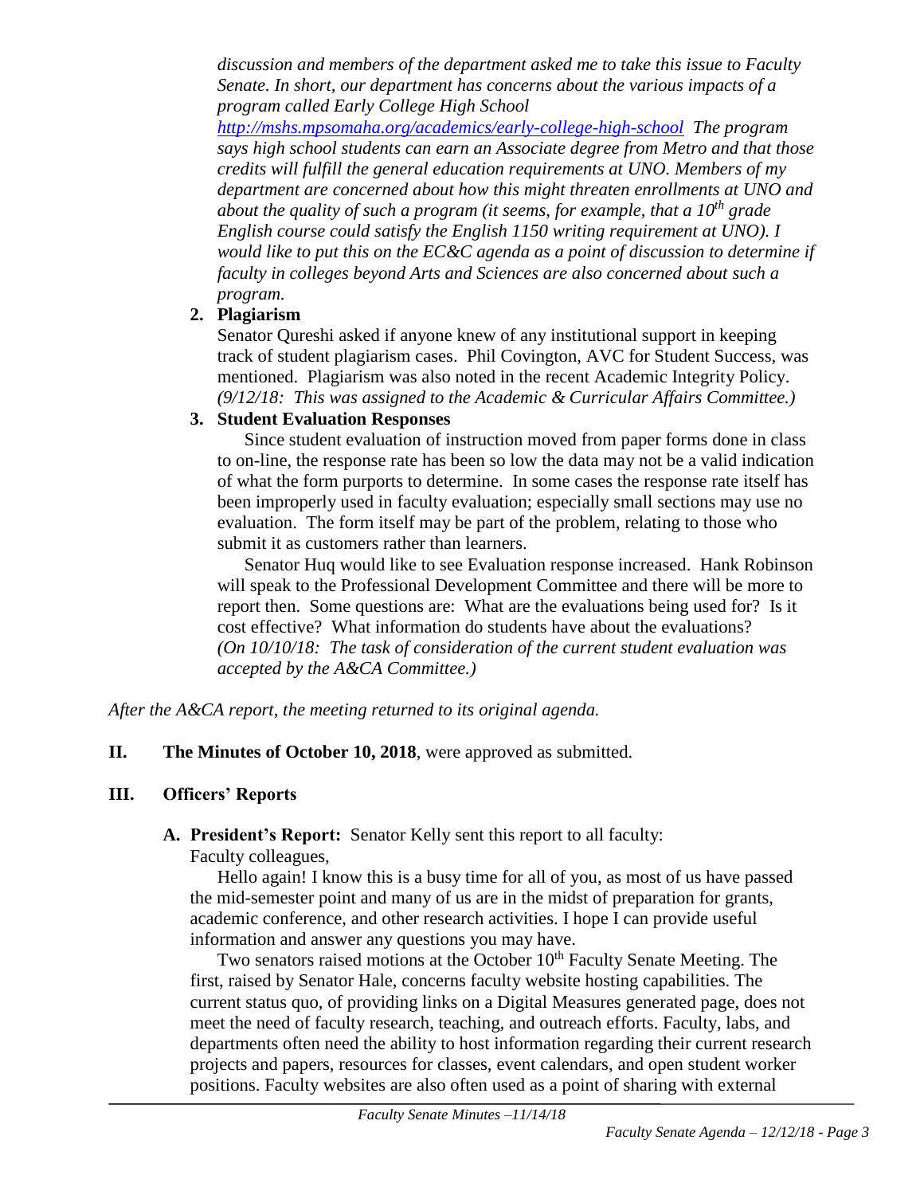*discussion and members of the department asked me to take this issue to Faculty Senate. In short, our department has concerns about the various impacts of a program called Early College High School* *http://mshs.mpsomaha.org/academics/early-college-high-school* *The program says high school students can earn an Associate degree from Metro and that those credits will fulfill the general education requirements at UNO. Members of my department are concerned about how this might threaten enrollments at UNO and about the quality of such a program (it seems, for example, that a 10th grade English course could satisfy the English 1150 writing requirement at UNO). I would like to put this on the EC&C agenda as a point of discussion to determine if faculty in colleges beyond Arts and Sciences are also concerned about such a program.*

2. **Plagiarism**

   Senator Qureshi asked if anyone knew of any institutional support in keeping track of student plagiarism cases. Phil Covington, AVC for Student Success, was mentioned. Plagiarism was also noted in the recent Academic Integrity Policy. *(9/12/18: This was assigned to the Academic & Curricular Affairs Committee.)*

3. **Student Evaluation Responses**

   Since student evaluation of instruction moved from paper forms done in class to on-line, the response rate has been so low the data may not be a valid indication of what the form purports to determine. In some cases the response rate itself has been improperly used in faculty evaluation; especially small sections may use no evaluation. The form itself may be part of the problem, relating to those who submit it as customers rather than learners.

   Senator Huq would like to see Evaluation response increased. Hank Robinson will speak to the Professional Development Committee and there will be more to report then. Some questions are: What are the evaluations being used for? Is it cost effective? What information do students have about the evaluations? *(On 10/10/18: The task of consideration of the current student evaluation was accepted by the A&CA Committee.)*

*After the A&CA report, the meeting returned to its original agenda.*

**II. The Minutes of October 10, 2018**, were approved as submitted.

**III. Officers' Reports**

**A. President's Report:** Senator Kelly sent this report to all faculty:

Faculty colleagues,

Hello again! I know this is a busy time for all of you, as most of us have passed the mid-semester point and many of us are in the midst of preparation for grants, academic conference, and other research activities. I hope I can provide useful information and answer any questions you may have.

Two senators raised motions at the October 10th Faculty Senate Meeting. The first, raised by Senator Hale, concerns faculty website hosting capabilities. The current status quo, of providing links on a Digital Measures generated page, does not meet the need of faculty research, teaching, and outreach efforts. Faculty, labs, and departments often need the ability to host information regarding their current research projects and papers, resources for classes, event calendars, and open student worker positions. Faculty websites are also often used as a point of sharing with external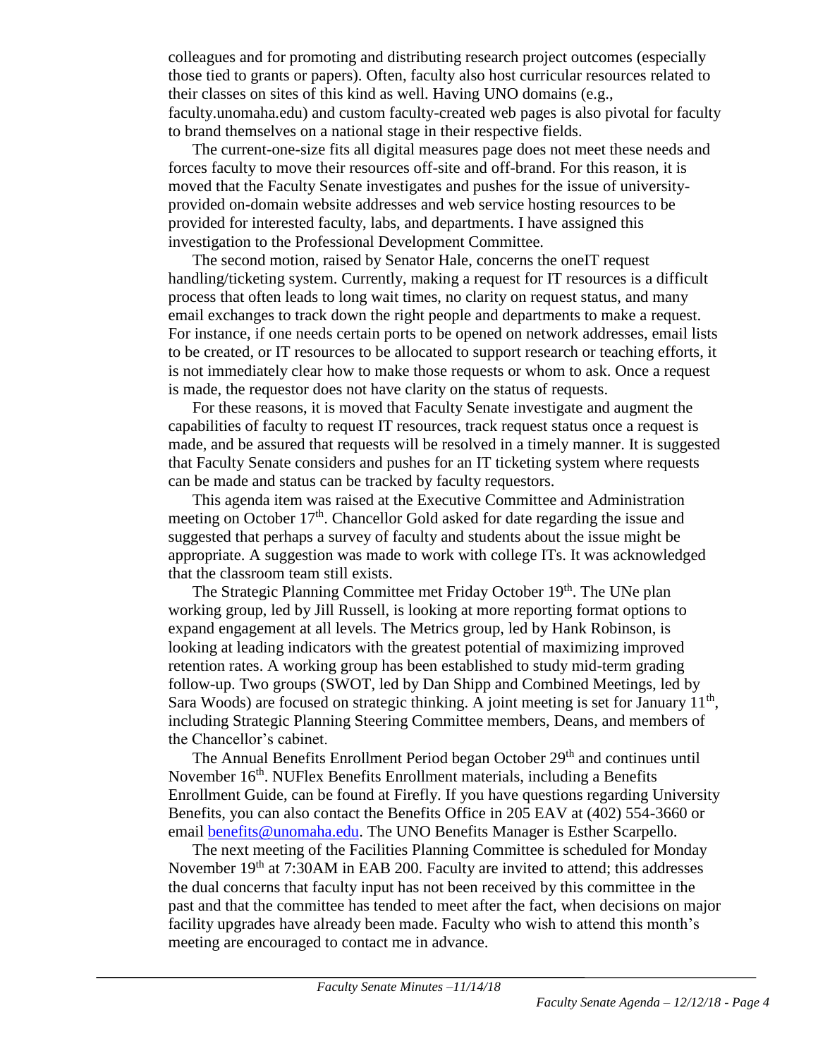colleagues and for promoting and distributing research project outcomes (especially those tied to grants or papers). Often, faculty also host curricular resources related to their classes on sites of this kind as well. Having UNO domains (e.g., faculty.unomaha.edu) and custom faculty-created web pages is also pivotal for faculty to brand themselves on a national stage in their respective fields.

The current-one-size fits all digital measures page does not meet these needs and forces faculty to move their resources off-site and off-brand. For this reason, it is moved that the Faculty Senate investigates and pushes for the issue of university-provided on-domain website addresses and web service hosting resources to be provided for interested faculty, labs, and departments. I have assigned this investigation to the Professional Development Committee.

The second motion, raised by Senator Hale, concerns the oneIT request handling/ticketing system. Currently, making a request for IT resources is a difficult process that often leads to long wait times, no clarity on request status, and many email exchanges to track down the right people and departments to make a request. For instance, if one needs certain ports to be opened on network addresses, email lists to be created, or IT resources to be allocated to support research or teaching efforts, it is not immediately clear how to make those requests or whom to ask. Once a request is made, the requestor does not have clarity on the status of requests.

For these reasons, it is moved that Faculty Senate investigate and augment the capabilities of faculty to request IT resources, track request status once a request is made, and be assured that requests will be resolved in a timely manner. It is suggested that Faculty Senate considers and pushes for an IT ticketing system where requests can be made and status can be tracked by faculty requestors.

This agenda item was raised at the Executive Committee and Administration meeting on October 17th. Chancellor Gold asked for date regarding the issue and suggested that perhaps a survey of faculty and students about the issue might be appropriate. A suggestion was made to work with college ITs. It was acknowledged that the classroom team still exists.

The Strategic Planning Committee met Friday October 19th. The UNe plan working group, led by Jill Russell, is looking at more reporting format options to expand engagement at all levels. The Metrics group, led by Hank Robinson, is looking at leading indicators with the greatest potential of maximizing improved retention rates. A working group has been established to study mid-term grading follow-up. Two groups (SWOT, led by Dan Shipp and Combined Meetings, led by Sara Woods) are focused on strategic thinking. A joint meeting is set for January 11th, including Strategic Planning Steering Committee members, Deans, and members of the Chancellor's cabinet.

The Annual Benefits Enrollment Period began October 29th and continues until November 16th. NUFlex Benefits Enrollment materials, including a Benefits Enrollment Guide, can be found at Firefly. If you have questions regarding University Benefits, you can also contact the Benefits Office in 205 EAV at (402) 554-3660 or email benefits@unomaha.edu. The UNO Benefits Manager is Esther Scarpello.

The next meeting of the Facilities Planning Committee is scheduled for Monday November 19th at 7:30AM in EAB 200. Faculty are invited to attend; this addresses the dual concerns that faculty input has not been received by this committee in the past and that the committee has tended to meet after the fact, when decisions on major facility upgrades have already been made. Faculty who wish to attend this month's meeting are encouraged to contact me in advance.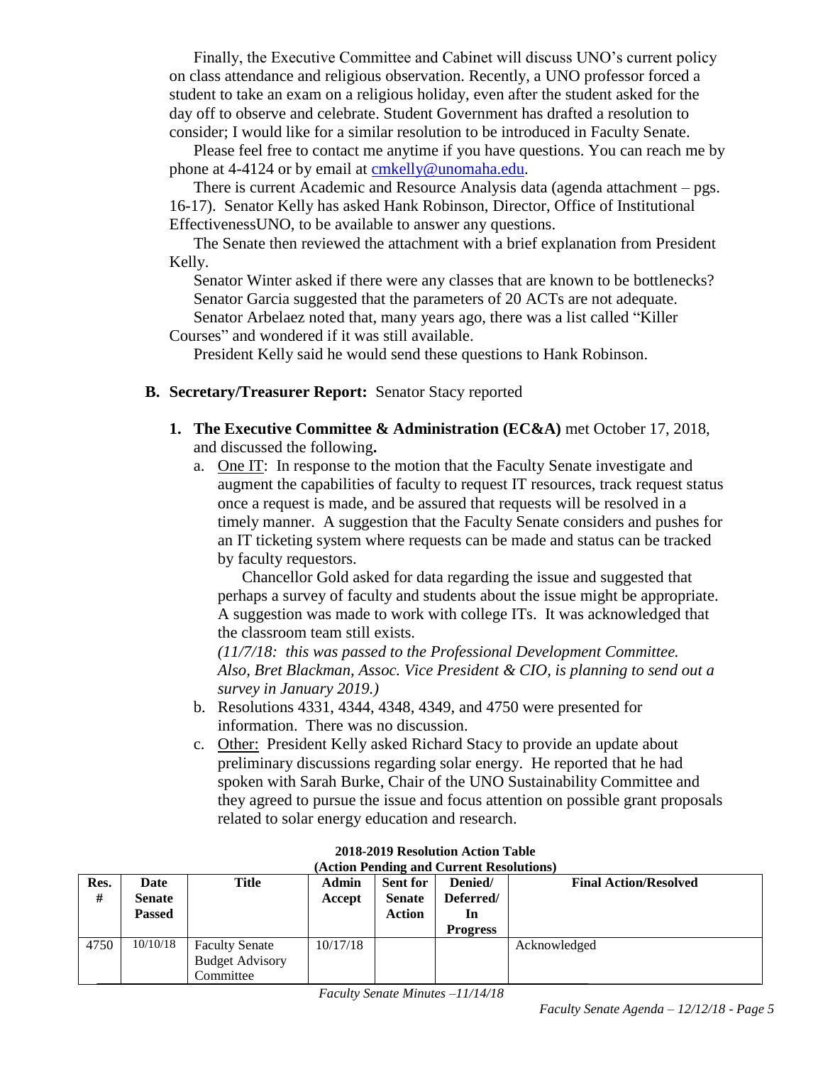Finally, the Executive Committee and Cabinet will discuss UNO's current policy on class attendance and religious observation. Recently, a UNO professor forced a student to take an exam on a religious holiday, even after the student asked for the day off to observe and celebrate. Student Government has drafted a resolution to consider; I would like for a similar resolution to be introduced in Faculty Senate.

Please feel free to contact me anytime if you have questions. You can reach me by phone at 4-4124 or by email at cmkelly@unomaha.edu.

There is current Academic and Resource Analysis data (agenda attachment – pgs. 16-17). Senator Kelly has asked Hank Robinson, Director, Office of Institutional EffectivenessUNO, to be available to answer any questions.

The Senate then reviewed the attachment with a brief explanation from President Kelly.

Senator Winter asked if there were any classes that are known to be bottlenecks?

Senator Garcia suggested that the parameters of 20 ACTs are not adequate.

Senator Arbelaez noted that, many years ago, there was a list called "Killer Courses" and wondered if it was still available.

President Kelly said he would send these questions to Hank Robinson.

**B. Secretary/Treasurer Report:** Senator Stacy reported

1. **The Executive Committee & Administration (EC&A)** met October 17, 2018, and discussed the following**.**
   a. One IT: In response to the motion that the Faculty Senate investigate and augment the capabilities of faculty to request IT resources, track request status once a request is made, and be assured that requests will be resolved in a timely manner. A suggestion that the Faculty Senate considers and pushes for an IT ticketing system where requests can be made and status can be tracked by faculty requestors.

      Chancellor Gold asked for data regarding the issue and suggested that perhaps a survey of faculty and students about the issue might be appropriate. A suggestion was made to work with college ITs. It was acknowledged that the classroom team still exists.

      *(11/7/18: this was passed to the Professional Development Committee. Also, Bret Blackman, Assoc. Vice President & CIO, is planning to send out a survey in January 2019.)*
   b. Resolutions 4331, 4344, 4348, 4349, and 4750 were presented for information. There was no discussion.
   c. Other: President Kelly asked Richard Stacy to provide an update about preliminary discussions regarding solar energy. He reported that he had spoken with Sarah Burke, Chair of the UNO Sustainability Committee and they agreed to pursue the issue and focus attention on possible grant proposals related to solar energy education and research.

**2018-2019 Resolution Action Table**
**(Action Pending and Current Resolutions)**

| Res. # | Date Senate Passed | Title | Admin Accept | Sent for Senate Action | Denied/ Deferred/ In Progress | Final Action/Resolved |
|---|---|---|---|---|---|---|
| 4750 | 10/10/18 | Faculty Senate Budget Advisory Committee | 10/17/18 | | | Acknowledged |

*Faculty Senate Minutes –11/14/18*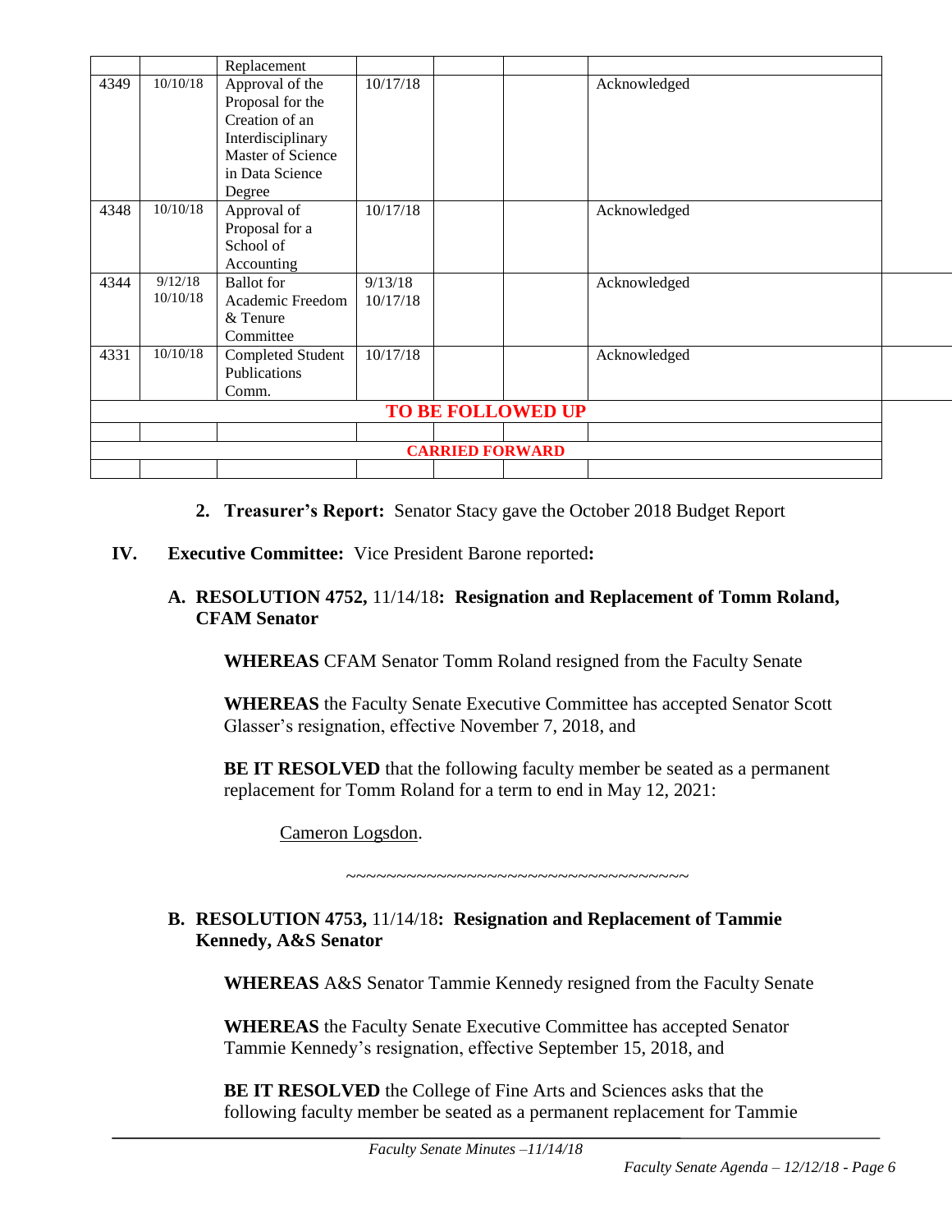| | | Replacement | | | | |
|---|---|---|---|---|---|---|
| 4349 | 10/10/18 | Approval of the Proposal for the Creation of an Interdisciplinary Master of Science in Data Science Degree | 10/17/18 | | | Acknowledged |
| 4348 | 10/10/18 | Approval of Proposal for a School of Accounting | 10/17/18 | | | Acknowledged |
| 4344 | 9/12/18 10/10/18 | Ballot for Academic Freedom & Tenure Committee | 9/13/18 10/17/18 | | | Acknowledged |
| 4331 | 10/10/18 | Completed Student Publications Comm. | 10/17/18 | | | Acknowledged |
| **TO BE FOLLOWED UP** | | | | | | |
| | | | | | | |
| **CARRIED FORWARD** | | | | | | |
| | | | | | | |

2. **Treasurer's Report:** Senator Stacy gave the October 2018 Budget Report

**IV. Executive Committee:** Vice President Barone reported**:**

**A. RESOLUTION 4752,** 11/14/18**: Resignation and Replacement of Tomm Roland, CFAM Senator**

**WHEREAS** CFAM Senator Tomm Roland resigned from the Faculty Senate

**WHEREAS** the Faculty Senate Executive Committee has accepted Senator Scott Glasser's resignation, effective November 7, 2018, and

**BE IT RESOLVED** that the following faculty member be seated as a permanent replacement for Tomm Roland for a term to end in May 12, 2021:

Cameron Logsdon.

~~~~~~~~~~~~~~~~~~~~~~~~~~~~~~~~~~~~

**B. RESOLUTION 4753,** 11/14/18**: Resignation and Replacement of Tammie Kennedy, A&S Senator**

**WHEREAS** A&S Senator Tammie Kennedy resigned from the Faculty Senate

**WHEREAS** the Faculty Senate Executive Committee has accepted Senator Tammie Kennedy's resignation, effective September 15, 2018, and

**BE IT RESOLVED** the College of Fine Arts and Sciences asks that the following faculty member be seated as a permanent replacement for Tammie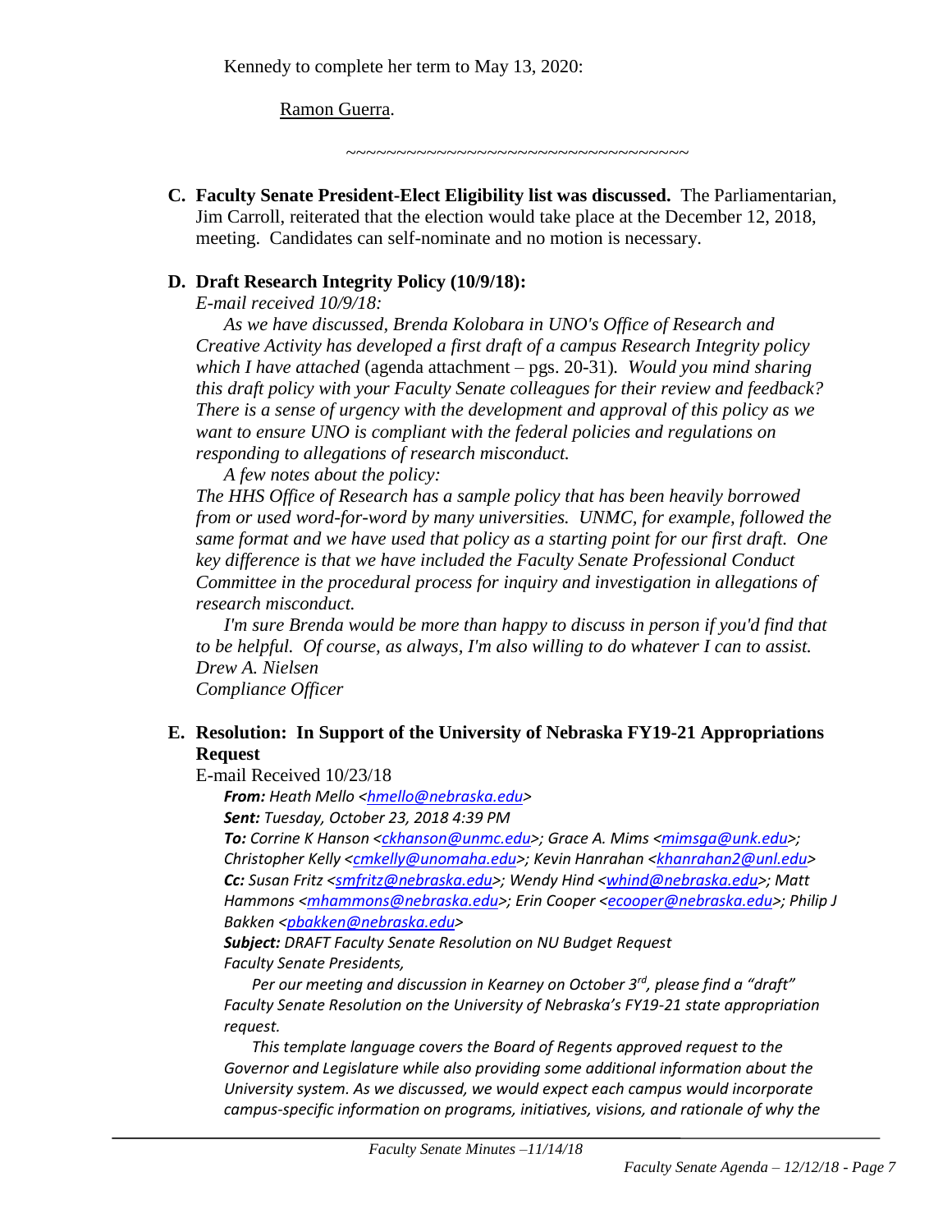Kennedy to complete her term to May 13, 2020:

Ramon Guerra.

~~~~~~~~~~~~~~~~~~~~~~~~~~~~~~~~~~~

**C. Faculty Senate President-Elect Eligibility list was discussed.** The Parliamentarian, Jim Carroll, reiterated that the election would take place at the December 12, 2018, meeting. Candidates can self-nominate and no motion is necessary.

**D. Draft Research Integrity Policy (10/9/18):**

*E-mail received 10/9/18:*

*As we have discussed, Brenda Kolobara in UNO's Office of Research and Creative Activity has developed a first draft of a campus Research Integrity policy which I have attached* (agenda attachment – pgs. 20-31)*. Would you mind sharing this draft policy with your Faculty Senate colleagues for their review and feedback? There is a sense of urgency with the development and approval of this policy as we want to ensure UNO is compliant with the federal policies and regulations on responding to allegations of research misconduct.*

*A few notes about the policy:*

*The HHS Office of Research has a sample policy that has been heavily borrowed from or used word-for-word by many universities. UNMC, for example, followed the same format and we have used that policy as a starting point for our first draft. One key difference is that we have included the Faculty Senate Professional Conduct Committee in the procedural process for inquiry and investigation in allegations of research misconduct.*

*I'm sure Brenda would be more than happy to discuss in person if you'd find that to be helpful. Of course, as always, I'm also willing to do whatever I can to assist.*

*Drew A. Nielsen*

*Compliance Officer*

**E. Resolution: In Support of the University of Nebraska FY19-21 Appropriations Request**

E-mail Received 10/23/18

***From:*** *Heath Mello <hmello@nebraska.edu>*

***Sent:*** *Tuesday, October 23, 2018 4:39 PM*

***To:*** *Corrine K Hanson <ckhanson@unmc.edu>; Grace A. Mims <mimsga@unk.edu>; Christopher Kelly <cmkelly@unomaha.edu>; Kevin Hanrahan <khanrahan2@unl.edu>*

***Cc:*** *Susan Fritz <smfritz@nebraska.edu>; Wendy Hind <whind@nebraska.edu>; Matt Hammons <mhammons@nebraska.edu>; Erin Cooper <ecooper@nebraska.edu>; Philip J Bakken <pbakken@nebraska.edu>*

***Subject:*** *DRAFT Faculty Senate Resolution on NU Budget Request*

*Faculty Senate Presidents,*

*Per our meeting and discussion in Kearney on October 3rd, please find a "draft" Faculty Senate Resolution on the University of Nebraska's FY19-21 state appropriation request.*

*This template language covers the Board of Regents approved request to the Governor and Legislature while also providing some additional information about the University system. As we discussed, we would expect each campus would incorporate campus-specific information on programs, initiatives, visions, and rationale of why the*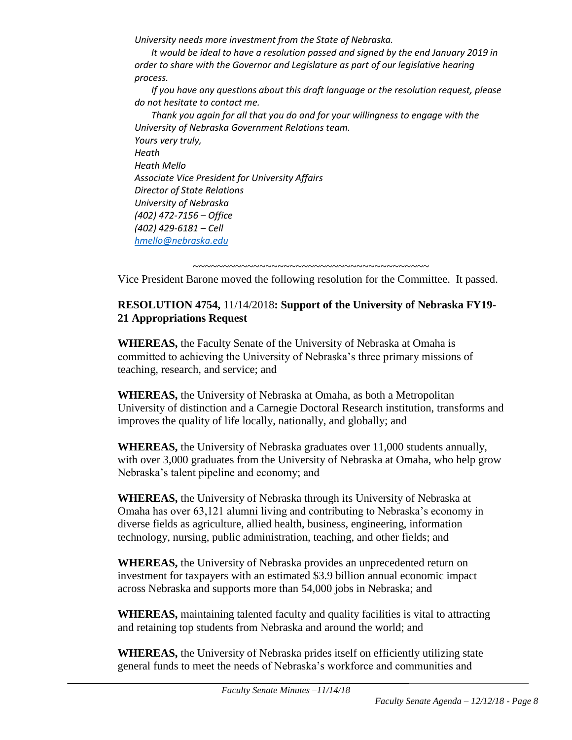*University needs more investment from the State of Nebraska.*

*It would be ideal to have a resolution passed and signed by the end January 2019 in order to share with the Governor and Legislature as part of our legislative hearing process.*

*If you have any questions about this draft language or the resolution request, please do not hesitate to contact me.*

*Thank you again for all that you do and for your willingness to engage with the University of Nebraska Government Relations team.*

*Yours very truly,*
*Heath*
*Heath Mello*
*Associate Vice President for University Affairs*
*Director of State Relations*
*University of Nebraska*
*(402) 472-7156 – Office*
*(402) 429-6181 – Cell*
*hmello@nebraska.edu*

~~~~~~~~~~~~~~~~~~~~~~~~~~~~~~~~~~~~~~~~

Vice President Barone moved the following resolution for the Committee. It passed.

**RESOLUTION 4754,** 11/14/2018**: Support of the University of Nebraska FY19-21 Appropriations Request**

**WHEREAS,** the Faculty Senate of the University of Nebraska at Omaha is committed to achieving the University of Nebraska's three primary missions of teaching, research, and service; and

**WHEREAS,** the University of Nebraska at Omaha, as both a Metropolitan University of distinction and a Carnegie Doctoral Research institution, transforms and improves the quality of life locally, nationally, and globally; and

**WHEREAS,** the University of Nebraska graduates over 11,000 students annually, with over 3,000 graduates from the University of Nebraska at Omaha, who help grow Nebraska's talent pipeline and economy; and

**WHEREAS,** the University of Nebraska through its University of Nebraska at Omaha has over 63,121 alumni living and contributing to Nebraska's economy in diverse fields as agriculture, allied health, business, engineering, information technology, nursing, public administration, teaching, and other fields; and

**WHEREAS,** the University of Nebraska provides an unprecedented return on investment for taxpayers with an estimated $3.9 billion annual economic impact across Nebraska and supports more than 54,000 jobs in Nebraska; and

**WHEREAS,** maintaining talented faculty and quality facilities is vital to attracting and retaining top students from Nebraska and around the world; and

**WHEREAS,** the University of Nebraska prides itself on efficiently utilizing state general funds to meet the needs of Nebraska's workforce and communities and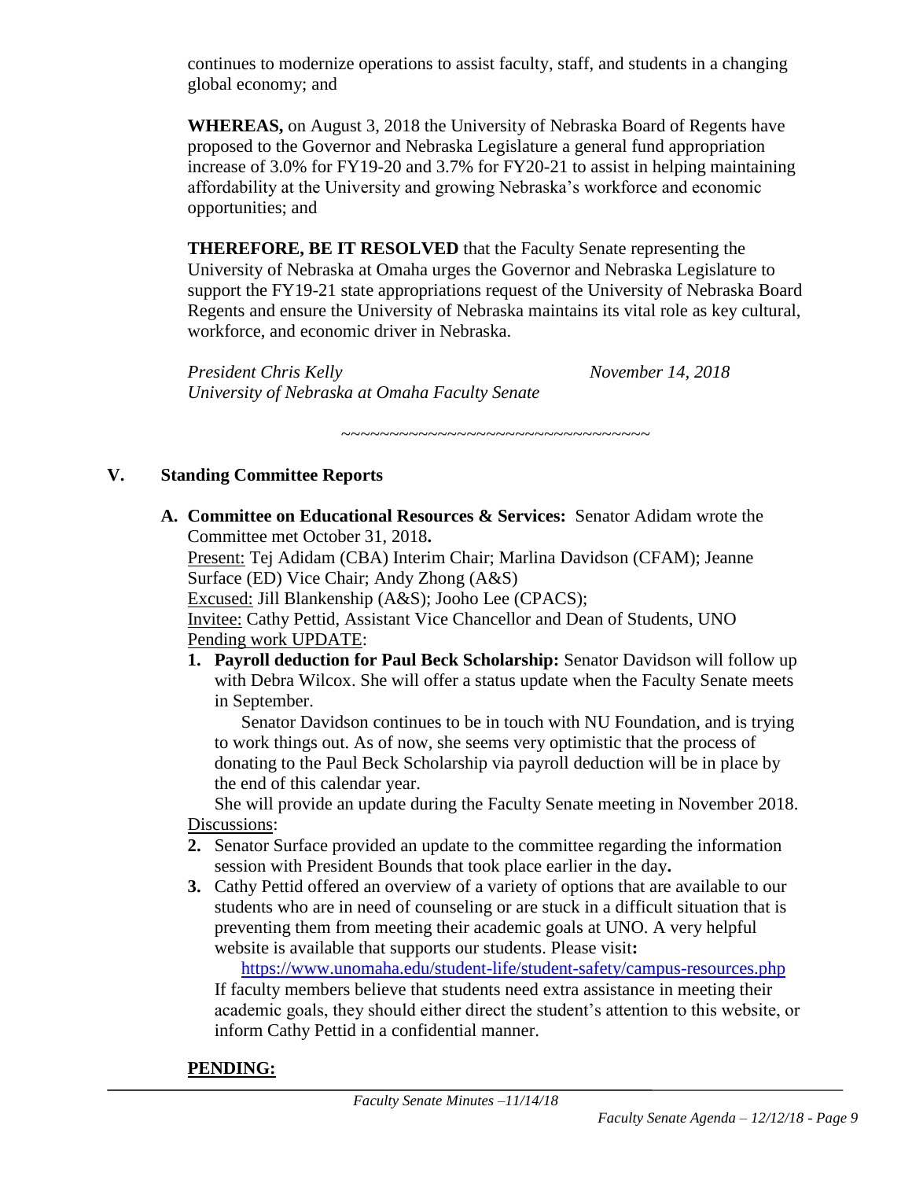continues to modernize operations to assist faculty, staff, and students in a changing global economy; and

**WHEREAS,** on August 3, 2018 the University of Nebraska Board of Regents have proposed to the Governor and Nebraska Legislature a general fund appropriation increase of 3.0% for FY19-20 and 3.7% for FY20-21 to assist in helping maintaining affordability at the University and growing Nebraska's workforce and economic opportunities; and

**THEREFORE, BE IT RESOLVED** that the Faculty Senate representing the University of Nebraska at Omaha urges the Governor and Nebraska Legislature to support the FY19-21 state appropriations request of the University of Nebraska Board Regents and ensure the University of Nebraska maintains its vital role as key cultural, workforce, and economic driver in Nebraska.

*President Chris Kelly* *November 14, 2018*
*University of Nebraska at Omaha Faculty Senate*

~~~~~~~~~~~~~~~~~~~~~~~~~~~~~~~~

## V. Standing Committee Reports

**A. Committee on Educational Resources & Services:** Senator Adidam wrote the Committee met October 31, 2018**.**

Present: Tej Adidam (CBA) Interim Chair; Marlina Davidson (CFAM); Jeanne Surface (ED) Vice Chair; Andy Zhong (A&S)

Excused: Jill Blankenship (A&S); Jooho Lee (CPACS);

Invitee: Cathy Pettid, Assistant Vice Chancellor and Dean of Students, UNO

Pending work UPDATE:

1. **Payroll deduction for Paul Beck Scholarship:** Senator Davidson will follow up with Debra Wilcox. She will offer a status update when the Faculty Senate meets in September.

   Senator Davidson continues to be in touch with NU Foundation, and is trying to work things out. As of now, she seems very optimistic that the process of donating to the Paul Beck Scholarship via payroll deduction will be in place by the end of this calendar year.

   She will provide an update during the Faculty Senate meeting in November 2018.

Discussions:

2. Senator Surface provided an update to the committee regarding the information session with President Bounds that took place earlier in the day**.**
3. Cathy Pettid offered an overview of a variety of options that are available to our students who are in need of counseling or are stuck in a difficult situation that is preventing them from meeting their academic goals at UNO. A very helpful website is available that supports our students. Please visit**:**

   https://www.unomaha.edu/student-life/student-safety/campus-resources.php

   If faculty members believe that students need extra assistance in meeting their academic goals, they should either direct the student's attention to this website, or inform Cathy Pettid in a confidential manner.

**PENDING:**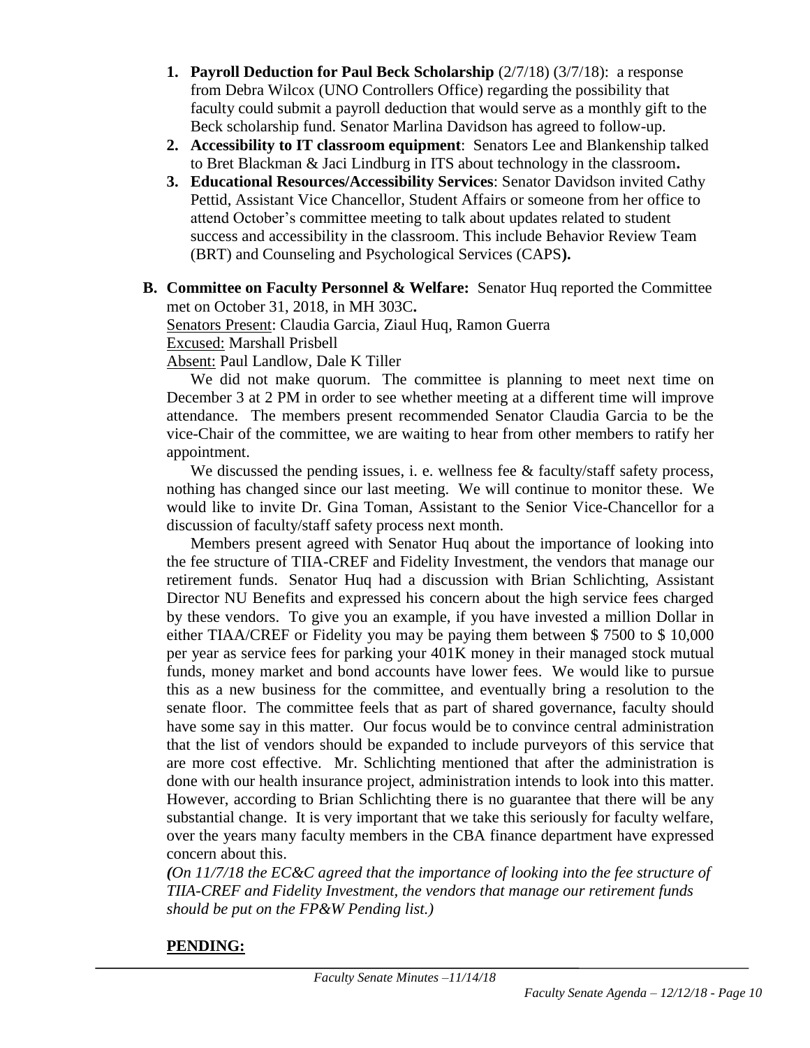1. **Payroll Deduction for Paul Beck Scholarship** (2/7/18) (3/7/18): a response from Debra Wilcox (UNO Controllers Office) regarding the possibility that faculty could submit a payroll deduction that would serve as a monthly gift to the Beck scholarship fund. Senator Marlina Davidson has agreed to follow-up.
2. **Accessibility to IT classroom equipment**: Senators Lee and Blankenship talked to Bret Blackman & Jaci Lindburg in ITS about technology in the classroom**.**
3. **Educational Resources/Accessibility Services**: Senator Davidson invited Cathy Pettid, Assistant Vice Chancellor, Student Affairs or someone from her office to attend October's committee meeting to talk about updates related to student success and accessibility in the classroom. This include Behavior Review Team (BRT) and Counseling and Psychological Services (CAPS**).**

**B. Committee on Faculty Personnel & Welfare:** Senator Huq reported the Committee met on October 31, 2018, in MH 303C**.**

Senators Present: Claudia Garcia, Ziaul Huq, Ramon Guerra

Excused: Marshall Prisbell

Absent: Paul Landlow, Dale K Tiller

We did not make quorum. The committee is planning to meet next time on December 3 at 2 PM in order to see whether meeting at a different time will improve attendance. The members present recommended Senator Claudia Garcia to be the vice-Chair of the committee, we are waiting to hear from other members to ratify her appointment.

We discussed the pending issues, i. e. wellness fee & faculty/staff safety process, nothing has changed since our last meeting. We will continue to monitor these. We would like to invite Dr. Gina Toman, Assistant to the Senior Vice-Chancellor for a discussion of faculty/staff safety process next month.

Members present agreed with Senator Huq about the importance of looking into the fee structure of TIIA-CREF and Fidelity Investment, the vendors that manage our retirement funds. Senator Huq had a discussion with Brian Schlichting, Assistant Director NU Benefits and expressed his concern about the high service fees charged by these vendors. To give you an example, if you have invested a million Dollar in either TIAA/CREF or Fidelity you may be paying them between $ 7500 to $ 10,000 per year as service fees for parking your 401K money in their managed stock mutual funds, money market and bond accounts have lower fees. We would like to pursue this as a new business for the committee, and eventually bring a resolution to the senate floor. The committee feels that as part of shared governance, faculty should have some say in this matter. Our focus would be to convince central administration that the list of vendors should be expanded to include purveyors of this service that are more cost effective. Mr. Schlichting mentioned that after the administration is done with our health insurance project, administration intends to look into this matter. However, according to Brian Schlichting there is no guarantee that there will be any substantial change. It is very important that we take this seriously for faculty welfare, over the years many faculty members in the CBA finance department have expressed concern about this.

*(On 11/7/18 the EC&C agreed that the importance of looking into the fee structure of TIIA-CREF and Fidelity Investment, the vendors that manage our retirement funds should be put on the FP&W Pending list.)*

**PENDING:**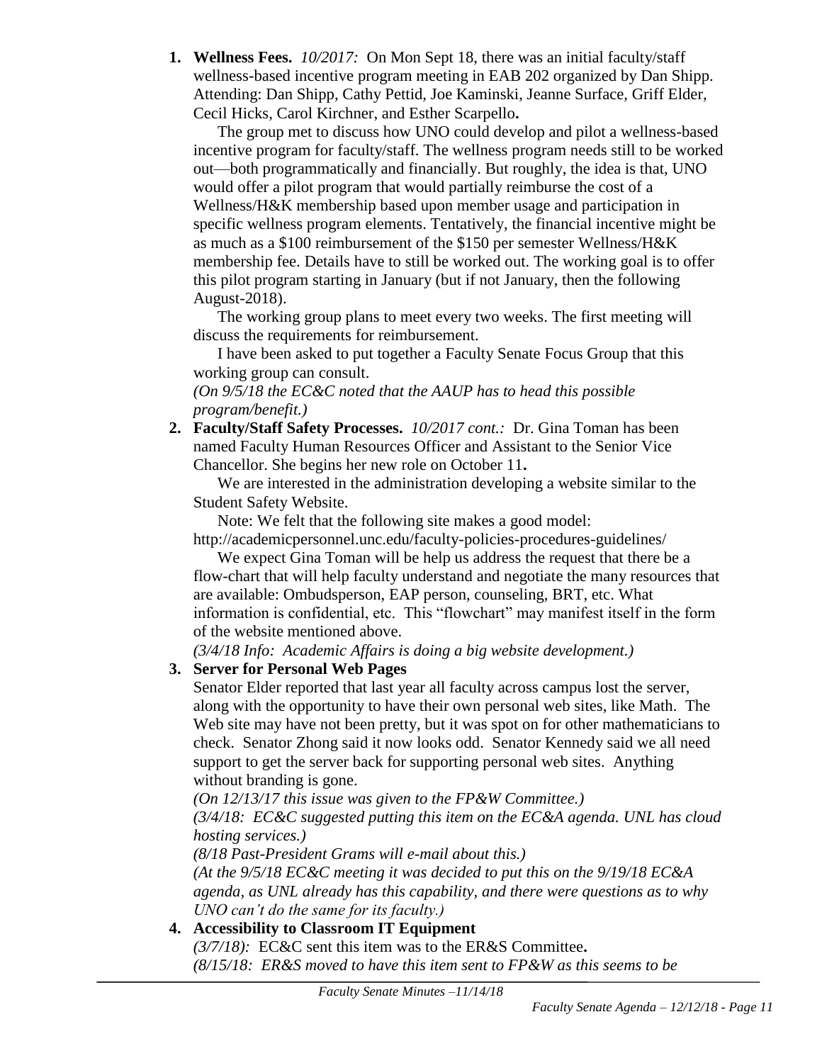1. **Wellness Fees.** *10/2017:* On Mon Sept 18, there was an initial faculty/staff wellness-based incentive program meeting in EAB 202 organized by Dan Shipp. Attending: Dan Shipp, Cathy Pettid, Joe Kaminski, Jeanne Surface, Griff Elder, Cecil Hicks, Carol Kirchner, and Esther Scarpello**.**

   The group met to discuss how UNO could develop and pilot a wellness-based incentive program for faculty/staff. The wellness program needs still to be worked out—both programmatically and financially. But roughly, the idea is that, UNO would offer a pilot program that would partially reimburse the cost of a Wellness/H&K membership based upon member usage and participation in specific wellness program elements. Tentatively, the financial incentive might be as much as a $100 reimbursement of the $150 per semester Wellness/H&K membership fee. Details have to still be worked out. The working goal is to offer this pilot program starting in January (but if not January, then the following August-2018).

   The working group plans to meet every two weeks. The first meeting will discuss the requirements for reimbursement.

   I have been asked to put together a Faculty Senate Focus Group that this working group can consult.

   *(On 9/5/18 the EC&C noted that the AAUP has to head this possible program/benefit.)*

2. **Faculty/Staff Safety Processes.** *10/2017 cont.:* Dr. Gina Toman has been named Faculty Human Resources Officer and Assistant to the Senior Vice Chancellor. She begins her new role on October 11**.**

   We are interested in the administration developing a website similar to the Student Safety Website.

   Note: We felt that the following site makes a good model: http://academicpersonnel.unc.edu/faculty-policies-procedures-guidelines/

   We expect Gina Toman will be help us address the request that there be a flow-chart that will help faculty understand and negotiate the many resources that are available: Ombudsperson, EAP person, counseling, BRT, etc. What information is confidential, etc. This "flowchart" may manifest itself in the form of the website mentioned above.

   *(3/4/18 Info: Academic Affairs is doing a big website development.)*

3. **Server for Personal Web Pages**

   Senator Elder reported that last year all faculty across campus lost the server, along with the opportunity to have their own personal web sites, like Math. The Web site may have not been pretty, but it was spot on for other mathematicians to check. Senator Zhong said it now looks odd. Senator Kennedy said we all need support to get the server back for supporting personal web sites. Anything without branding is gone.

   *(On 12/13/17 this issue was given to the FP&W Committee.)*

   *(3/4/18: EC&C suggested putting this item on the EC&A agenda. UNL has cloud hosting services.)*

   *(8/18 Past-President Grams will e-mail about this.)*

   *(At the 9/5/18 EC&C meeting it was decided to put this on the 9/19/18 EC&A agenda, as UNL already has this capability, and there were questions as to why UNO can't do the same for its faculty.)*

4. **Accessibility to Classroom IT Equipment**

   *(3/7/18):* EC&C sent this item was to the ER&S Committee**.**

   *(8/15/18: ER&S moved to have this item sent to FP&W as this seems to be*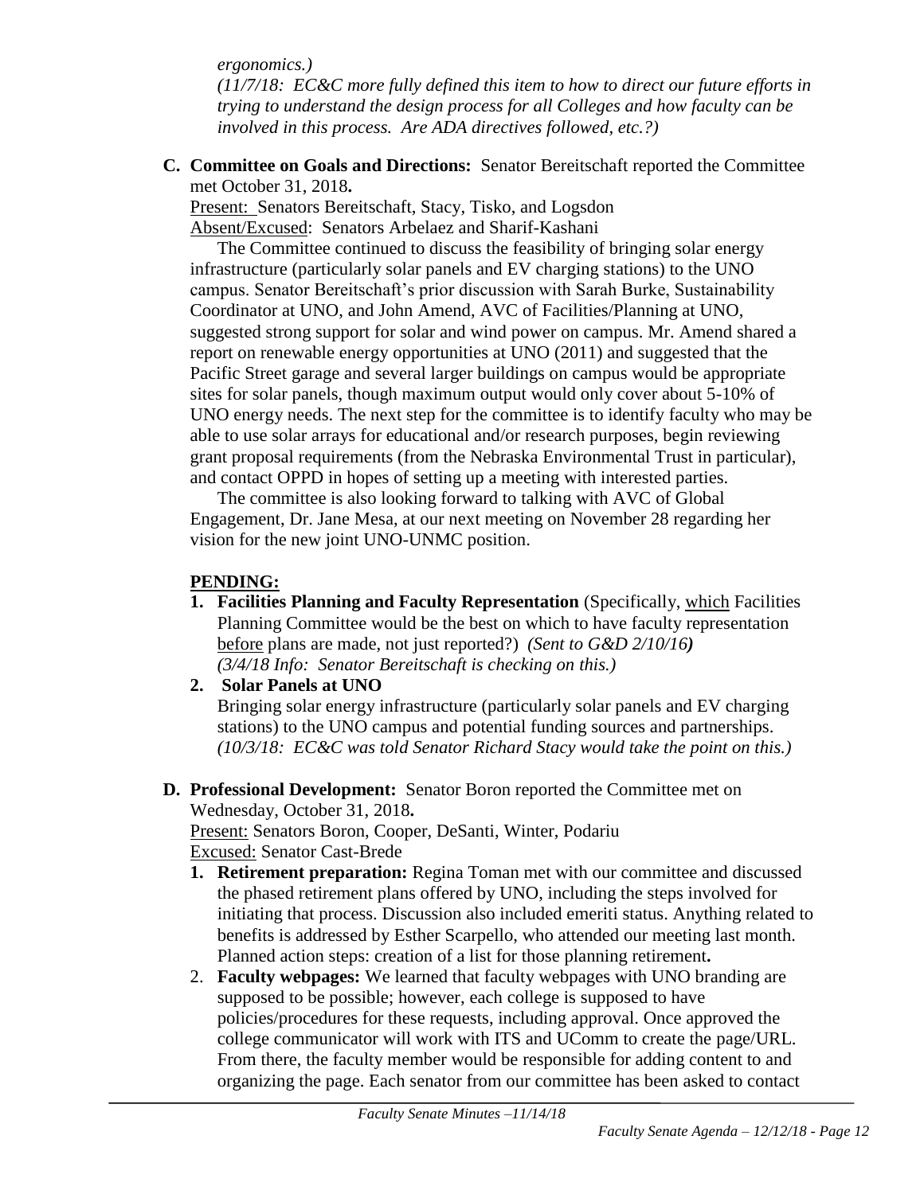*ergonomics.)*
*(11/7/18: EC&C more fully defined this item to how to direct our future efforts in trying to understand the design process for all Colleges and how faculty can be involved in this process. Are ADA directives followed, etc.?)*

**C. Committee on Goals and Directions:** Senator Bereitschaft reported the Committee met October 31, 2018**.**

Present: Senators Bereitschaft, Stacy, Tisko, and Logsdon
Absent/Excused: Senators Arbelaez and Sharif-Kashani

The Committee continued to discuss the feasibility of bringing solar energy infrastructure (particularly solar panels and EV charging stations) to the UNO campus. Senator Bereitschaft's prior discussion with Sarah Burke, Sustainability Coordinator at UNO, and John Amend, AVC of Facilities/Planning at UNO, suggested strong support for solar and wind power on campus. Mr. Amend shared a report on renewable energy opportunities at UNO (2011) and suggested that the Pacific Street garage and several larger buildings on campus would be appropriate sites for solar panels, though maximum output would only cover about 5-10% of UNO energy needs. The next step for the committee is to identify faculty who may be able to use solar arrays for educational and/or research purposes, begin reviewing grant proposal requirements (from the Nebraska Environmental Trust in particular), and contact OPPD in hopes of setting up a meeting with interested parties.

The committee is also looking forward to talking with AVC of Global Engagement, Dr. Jane Mesa, at our next meeting on November 28 regarding her vision for the new joint UNO-UNMC position.

**PENDING:**

1. **Facilities Planning and Faculty Representation** (Specifically, which Facilities Planning Committee would be the best on which to have faculty representation before plans are made, not just reported?) *(Sent to G&D 2/10/16)*
   *(3/4/18 Info: Senator Bereitschaft is checking on this.)*
2. **Solar Panels at UNO**
   Bringing solar energy infrastructure (particularly solar panels and EV charging stations) to the UNO campus and potential funding sources and partnerships. *(10/3/18: EC&C was told Senator Richard Stacy would take the point on this.)*

**D. Professional Development:** Senator Boron reported the Committee met on Wednesday, October 31, 2018**.**

Present: Senators Boron, Cooper, DeSanti, Winter, Podariu
Excused: Senator Cast-Brede

1. **Retirement preparation:** Regina Toman met with our committee and discussed the phased retirement plans offered by UNO, including the steps involved for initiating that process. Discussion also included emeriti status. Anything related to benefits is addressed by Esther Scarpello, who attended our meeting last month. Planned action steps: creation of a list for those planning retirement**.**
2. **Faculty webpages:** We learned that faculty webpages with UNO branding are supposed to be possible; however, each college is supposed to have policies/procedures for these requests, including approval. Once approved the college communicator will work with ITS and UComm to create the page/URL. From there, the faculty member would be responsible for adding content to and organizing the page. Each senator from our committee has been asked to contact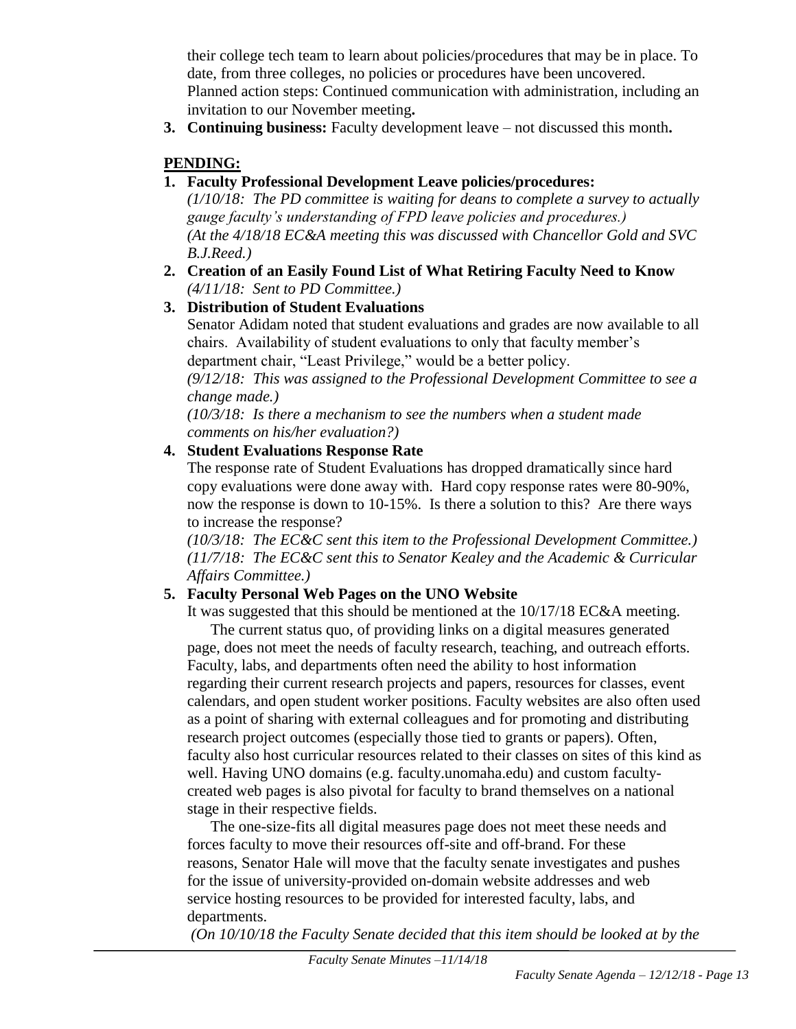their college tech team to learn about policies/procedures that may be in place. To date, from three colleges, no policies or procedures have been uncovered. Planned action steps: Continued communication with administration, including an invitation to our November meeting**.**

3. **Continuing business:** Faculty development leave – not discussed this month**.**

## PENDING:

1. **Faculty Professional Development Leave policies/procedures:**
   *(1/10/18: The PD committee is waiting for deans to complete a survey to actually gauge faculty's understanding of FPD leave policies and procedures.)*
   *(At the 4/18/18 EC&A meeting this was discussed with Chancellor Gold and SVC B.J.Reed.)*

2. **Creation of an Easily Found List of What Retiring Faculty Need to Know**
   *(4/11/18: Sent to PD Committee.)*

3. **Distribution of Student Evaluations**
   Senator Adidam noted that student evaluations and grades are now available to all chairs. Availability of student evaluations to only that faculty member's department chair, "Least Privilege," would be a better policy.
   *(9/12/18: This was assigned to the Professional Development Committee to see a change made.)*
   *(10/3/18: Is there a mechanism to see the numbers when a student made comments on his/her evaluation?)*

4. **Student Evaluations Response Rate**
   The response rate of Student Evaluations has dropped dramatically since hard copy evaluations were done away with. Hard copy response rates were 80-90%, now the response is down to 10-15%. Is there a solution to this? Are there ways to increase the response?
   *(10/3/18: The EC&C sent this item to the Professional Development Committee.)*
   *(11/7/18: The EC&C sent this to Senator Kealey and the Academic & Curricular Affairs Committee.)*

5. **Faculty Personal Web Pages on the UNO Website**
   It was suggested that this should be mentioned at the 10/17/18 EC&A meeting.

   The current status quo, of providing links on a digital measures generated page, does not meet the needs of faculty research, teaching, and outreach efforts. Faculty, labs, and departments often need the ability to host information regarding their current research projects and papers, resources for classes, event calendars, and open student worker positions. Faculty websites are also often used as a point of sharing with external colleagues and for promoting and distributing research project outcomes (especially those tied to grants or papers). Often, faculty also host curricular resources related to their classes on sites of this kind as well. Having UNO domains (e.g. faculty.unomaha.edu) and custom faculty-created web pages is also pivotal for faculty to brand themselves on a national stage in their respective fields.

   The one-size-fits all digital measures page does not meet these needs and forces faculty to move their resources off-site and off-brand. For these reasons, Senator Hale will move that the faculty senate investigates and pushes for the issue of university-provided on-domain website addresses and web service hosting resources to be provided for interested faculty, labs, and departments.

   *(On 10/10/18 the Faculty Senate decided that this item should be looked at by the*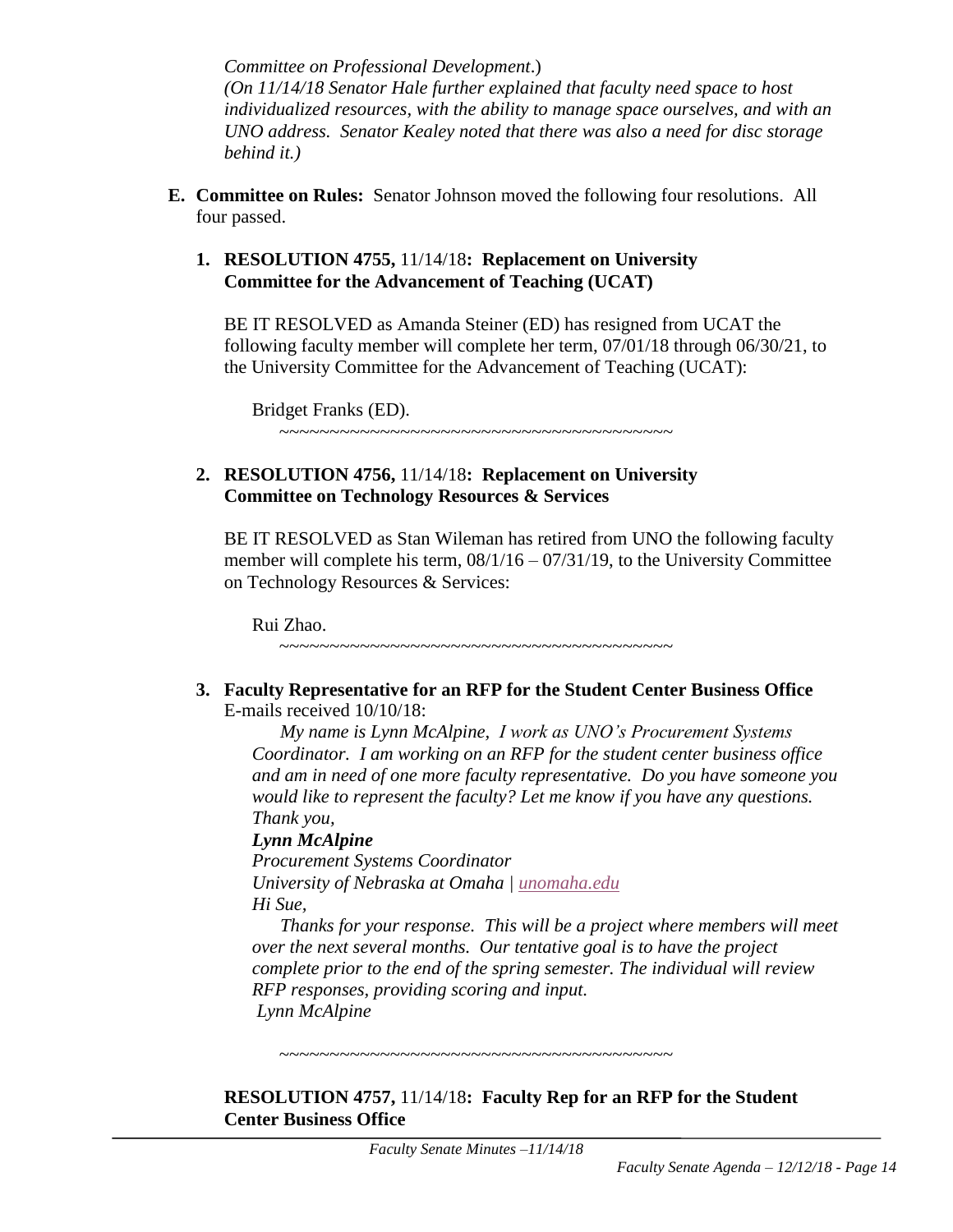*Committee on Professional Development*.)

*(On 11/14/18 Senator Hale further explained that faculty need space to host individualized resources, with the ability to manage space ourselves, and with an UNO address. Senator Kealey noted that there was also a need for disc storage behind it.)*

**E. Committee on Rules:** Senator Johnson moved the following four resolutions. All four passed.

**1. RESOLUTION 4755,** 11/14/18**: Replacement on University Committee for the Advancement of Teaching (UCAT)**

BE IT RESOLVED as Amanda Steiner (ED) has resigned from UCAT the following faculty member will complete her term, 07/01/18 through 06/30/21, to the University Committee for the Advancement of Teaching (UCAT):

Bridget Franks (ED).

~~~~~~~~~~~~~~~~~~~~~~~~~~~~~~~~~~~~~~~~

**2. RESOLUTION 4756,** 11/14/18**: Replacement on University Committee on Technology Resources & Services**

BE IT RESOLVED as Stan Wileman has retired from UNO the following faculty member will complete his term, 08/1/16 – 07/31/19, to the University Committee on Technology Resources & Services:

Rui Zhao.

~~~~~~~~~~~~~~~~~~~~~~~~~~~~~~~~~~~~~~~~

**3. Faculty Representative for an RFP for the Student Center Business Office**
E-mails received 10/10/18:

*My name is Lynn McAlpine, I work as UNO's Procurement Systems Coordinator. I am working on an RFP for the student center business office and am in need of one more faculty representative. Do you have someone you would like to represent the faculty? Let me know if you have any questions. Thank you,*

***Lynn McAlpine***
*Procurement Systems Coordinator*
*University of Nebraska at Omaha | unomaha.edu*

*Hi Sue,*

*Thanks for your response. This will be a project where members will meet over the next several months. Our tentative goal is to have the project complete prior to the end of the spring semester. The individual will review RFP responses, providing scoring and input.*
*Lynn McAlpine*

~~~~~~~~~~~~~~~~~~~~~~~~~~~~~~~~~~~~~~~~

**RESOLUTION 4757,** 11/14/18**: Faculty Rep for an RFP for the Student Center Business Office**

*Faculty Senate Minutes –11/14/18*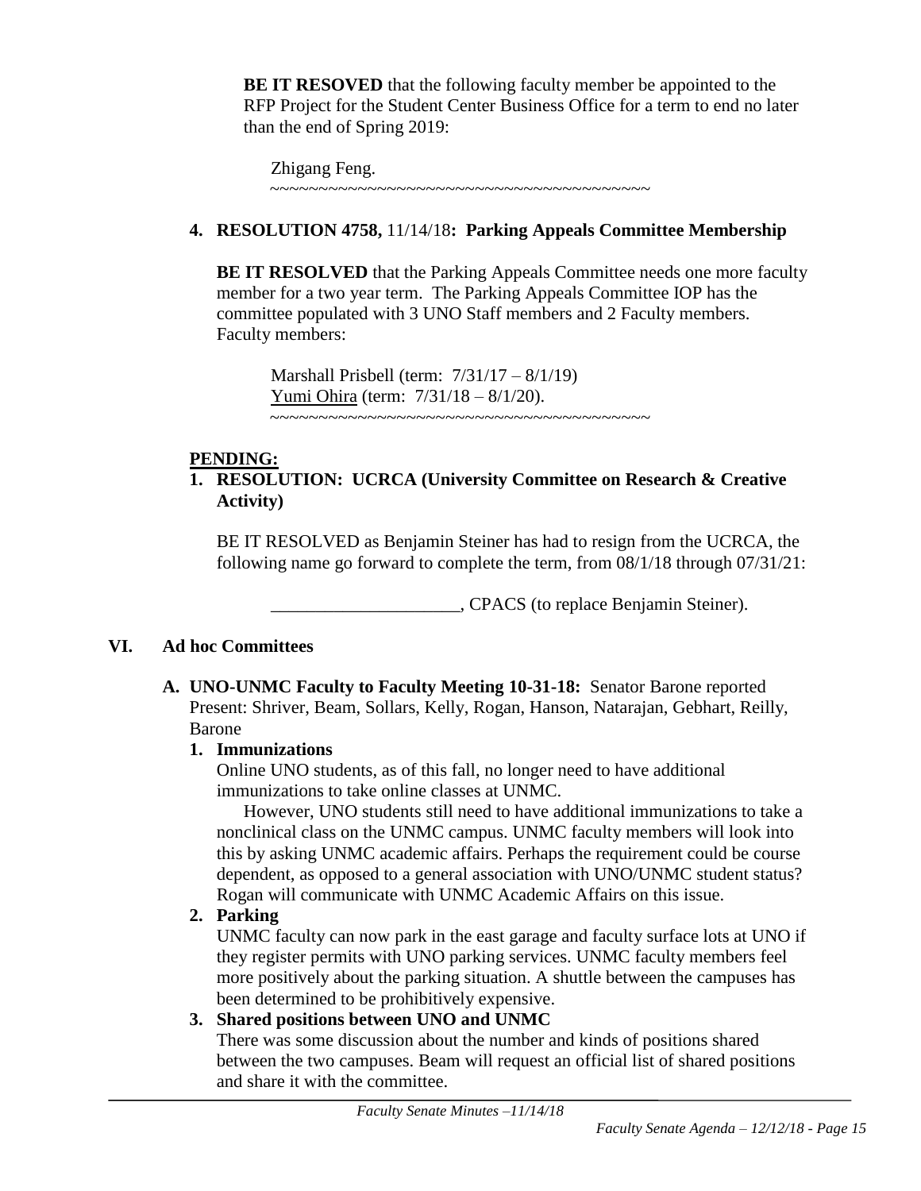**BE IT RESOVED** that the following faculty member be appointed to the RFP Project for the Student Center Business Office for a term to end no later than the end of Spring 2019:

Zhigang Feng.

~~~~~~~~~~~~~~~~~~~~~~~~~~~~~~~~~~~~~~~~~~

**4. RESOLUTION 4758,** 11/14/18**: Parking Appeals Committee Membership**

**BE IT RESOLVED** that the Parking Appeals Committee needs one more faculty member for a two year term. The Parking Appeals Committee IOP has the committee populated with 3 UNO Staff members and 2 Faculty members. Faculty members:

Marshall Prisbell (term: 7/31/17 – 8/1/19)
<u>Yumi Ohira</u> (term: 7/31/18 – 8/1/20).

~~~~~~~~~~~~~~~~~~~~~~~~~~~~~~~~~~~~~~~~~~

**<u>PENDING:</u>**

**1. RESOLUTION: UCRCA (University Committee on Research & Creative Activity)**

BE IT RESOLVED as Benjamin Steiner has had to resign from the UCRCA, the following name go forward to complete the term, from 08/1/18 through 07/31/21:

_____________________, CPACS (to replace Benjamin Steiner).

## VI. Ad hoc Committees

**A. UNO-UNMC Faculty to Faculty Meeting 10-31-18:** Senator Barone reported Present: Shriver, Beam, Sollars, Kelly, Rogan, Hanson, Natarajan, Gebhart, Reilly, Barone

**1. Immunizations**

Online UNO students, as of this fall, no longer need to have additional immunizations to take online classes at UNMC.

However, UNO students still need to have additional immunizations to take a nonclinical class on the UNMC campus. UNMC faculty members will look into this by asking UNMC academic affairs. Perhaps the requirement could be course dependent, as opposed to a general association with UNO/UNMC student status? Rogan will communicate with UNMC Academic Affairs on this issue.

**2. Parking**

UNMC faculty can now park in the east garage and faculty surface lots at UNO if they register permits with UNO parking services. UNMC faculty members feel more positively about the parking situation. A shuttle between the campuses has been determined to be prohibitively expensive.

**3. Shared positions between UNO and UNMC**

There was some discussion about the number and kinds of positions shared between the two campuses. Beam will request an official list of shared positions and share it with the committee.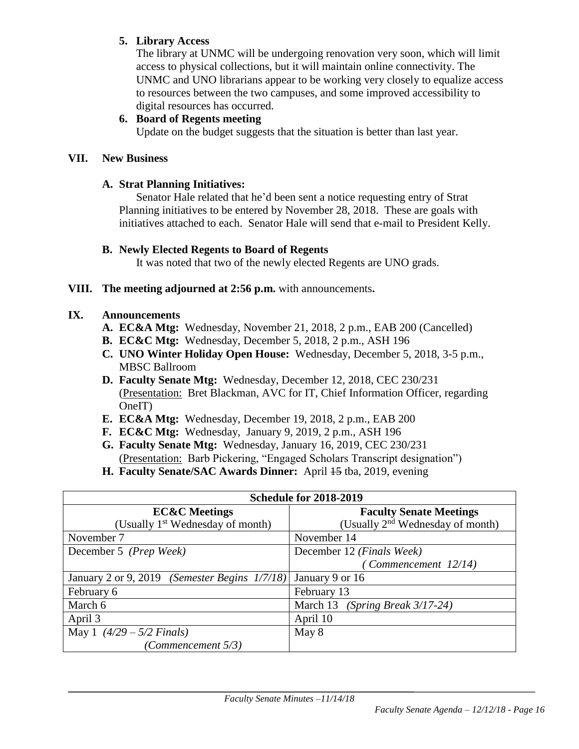**5. Library Access**

The library at UNMC will be undergoing renovation very soon, which will limit access to physical collections, but it will maintain online connectivity. The UNMC and UNO librarians appear to be working very closely to equalize access to resources between the two campuses, and some improved accessibility to digital resources has occurred.

**6. Board of Regents meeting**

Update on the budget suggests that the situation is better than last year.

## VII. New Business

### A. Strat Planning Initiatives:

Senator Hale related that he'd been sent a notice requesting entry of Strat Planning initiatives to be entered by November 28, 2018. These are goals with initiatives attached to each. Senator Hale will send that e-mail to President Kelly.

### B. Newly Elected Regents to Board of Regents

It was noted that two of the newly elected Regents are UNO grads.

## VIII. The meeting adjourned at 2:56 p.m. with announcements.

## IX. Announcements

- **A. EC&A Mtg:** Wednesday, November 21, 2018, 2 p.m., EAB 200 (Cancelled)
- **B. EC&C Mtg:** Wednesday, December 5, 2018, 2 p.m., ASH 196
- **C. UNO Winter Holiday Open House:** Wednesday, December 5, 2018, 3-5 p.m., MBSC Ballroom
- **D. Faculty Senate Mtg:** Wednesday, December 12, 2018, CEC 230/231 (Presentation: Bret Blackman, AVC for IT, Chief Information Officer, regarding OneIT)
- **E. EC&A Mtg:** Wednesday, December 19, 2018, 2 p.m., EAB 200
- **F. EC&C Mtg:** Wednesday, January 9, 2019, 2 p.m., ASH 196
- **G. Faculty Senate Mtg:** Wednesday, January 16, 2019, CEC 230/231 (Presentation: Barb Pickering, "Engaged Scholars Transcript designation")
- **H. Faculty Senate/SAC Awards Dinner:** April ~~15~~ tba, 2019, evening

| Schedule for 2018-2019 | |
|---|---|
| **EC&C Meetings** (Usually 1st Wednesday of month) | **Faculty Senate Meetings** (Usually 2nd Wednesday of month) |
| November 7 | November 14 |
| December 5 *(Prep Week)* | December 12 *(Finals Week)* *(Commencement 12/14)* |
| January 2 or 9, 2019 *(Semester Begins 1/7/18)* | January 9 or 16 |
| February 6 | February 13 |
| March 6 | March 13 *(Spring Break 3/17-24)* |
| April 3 | April 10 |
| May 1 *(4/29 – 5/2 Finals)* *(Commencement 5/3)* | May 8 |